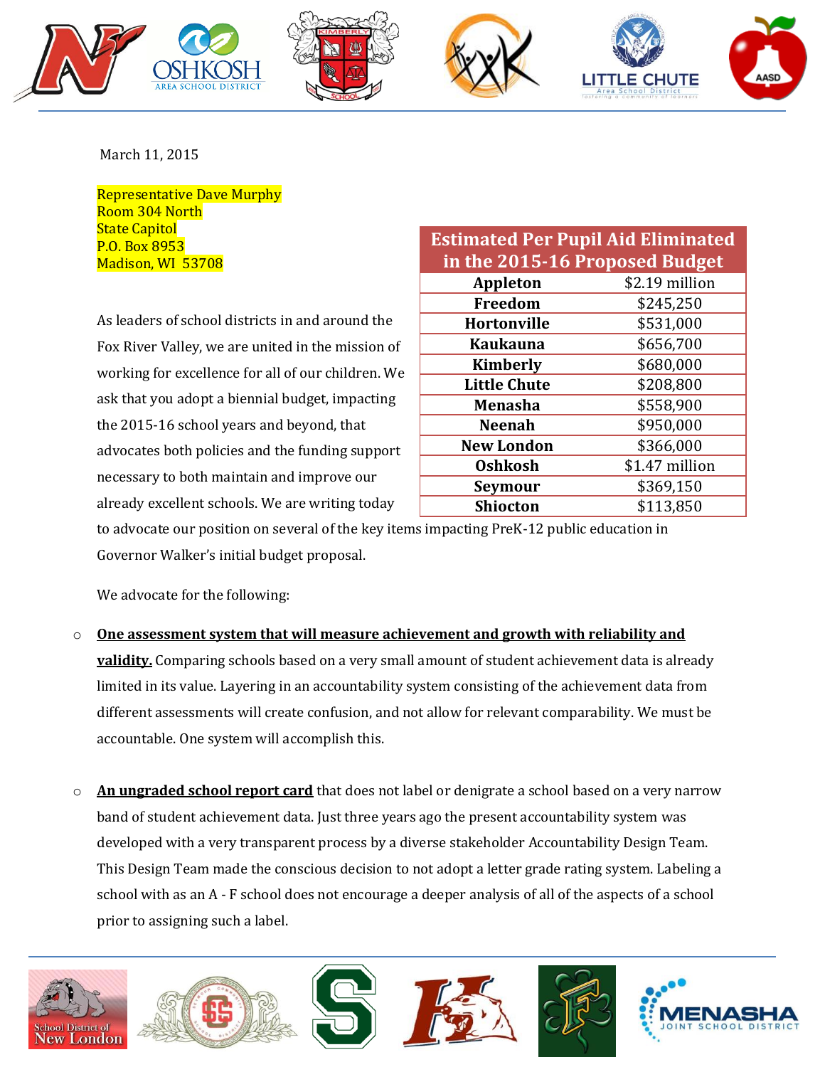March 11, 2015

Representative Dave Murphy
Room 304 North
State Capitol
P.O. Box 8953
Madison, WI 53708

| Estimated Per Pupil Aid Eliminated in the 2015-16 Proposed Budget | |
|---|---|
| **Appleton** | $2.19 million |
| **Freedom** | $245,250 |
| **Hortonville** | $531,000 |
| **Kaukauna** | $656,700 |
| **Kimberly** | $680,000 |
| **Little Chute** | $208,800 |
| **Menasha** | $558,900 |
| **Neenah** | $950,000 |
| **New London** | $366,000 |
| **Oshkosh** | $1.47 million |
| **Seymour** | $369,150 |
| **Shiocton** | $113,850 |

As leaders of school districts in and around the Fox River Valley, we are united in the mission of working for excellence for all of our children. We ask that you adopt a biennial budget, impacting the 2015-16 school years and beyond, that advocates both policies and the funding support necessary to both maintain and improve our already excellent schools. We are writing today to advocate our position on several of the key items impacting PreK-12 public education in Governor Walker's initial budget proposal.

We advocate for the following:

- **One assessment system that will measure achievement and growth with reliability and validity.** Comparing schools based on a very small amount of student achievement data is already limited in its value. Layering in an accountability system consisting of the achievement data from different assessments will create confusion, and not allow for relevant comparability. We must be accountable. One system will accomplish this.

- **An ungraded school report card** that does not label or denigrate a school based on a very narrow band of student achievement data. Just three years ago the present accountability system was developed with a very transparent process by a diverse stakeholder Accountability Design Team. This Design Team made the conscious decision to not adopt a letter grade rating system. Labeling a school with as an A - F school does not encourage a deeper analysis of all of the aspects of a school prior to assigning such a label.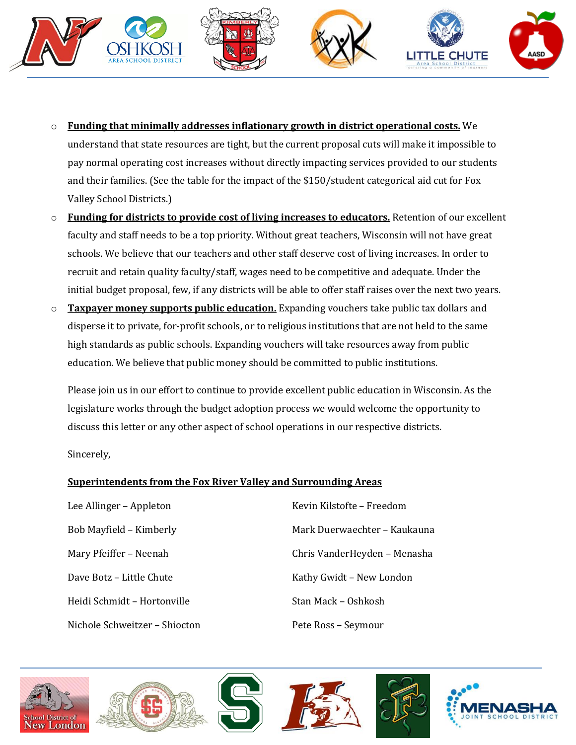- **Funding that minimally addresses inflationary growth in district operational costs.** We understand that state resources are tight, but the current proposal cuts will make it impossible to pay normal operating cost increases without directly impacting services provided to our students and their families. (See the table for the impact of the $150/student categorical aid cut for Fox Valley School Districts.)
- **Funding for districts to provide cost of living increases to educators.** Retention of our excellent faculty and staff needs to be a top priority. Without great teachers, Wisconsin will not have great schools. We believe that our teachers and other staff deserve cost of living increases. In order to recruit and retain quality faculty/staff, wages need to be competitive and adequate. Under the initial budget proposal, few, if any districts will be able to offer staff raises over the next two years.
- **Taxpayer money supports public education.** Expanding vouchers take public tax dollars and disperse it to private, for-profit schools, or to religious institutions that are not held to the same high standards as public schools. Expanding vouchers will take resources away from public education. We believe that public money should be committed to public institutions.

Please join us in our effort to continue to provide excellent public education in Wisconsin. As the legislature works through the budget adoption process we would welcome the opportunity to discuss this letter or any other aspect of school operations in our respective districts.

Sincerely,

**Superintendents from the Fox River Valley and Surrounding Areas**

Lee Allinger – Appleton

Bob Mayfield – Kimberly

Mary Pfeiffer – Neenah

Dave Botz – Little Chute

Heidi Schmidt – Hortonville

Nichole Schweitzer – Shiocton

Kevin Kilstofte – Freedom

Mark Duerwaechter – Kaukauna

Chris VanderHeyden – Menasha

Kathy Gwidt – New London

Stan Mack – Oshkosh

Pete Ross – Seymour